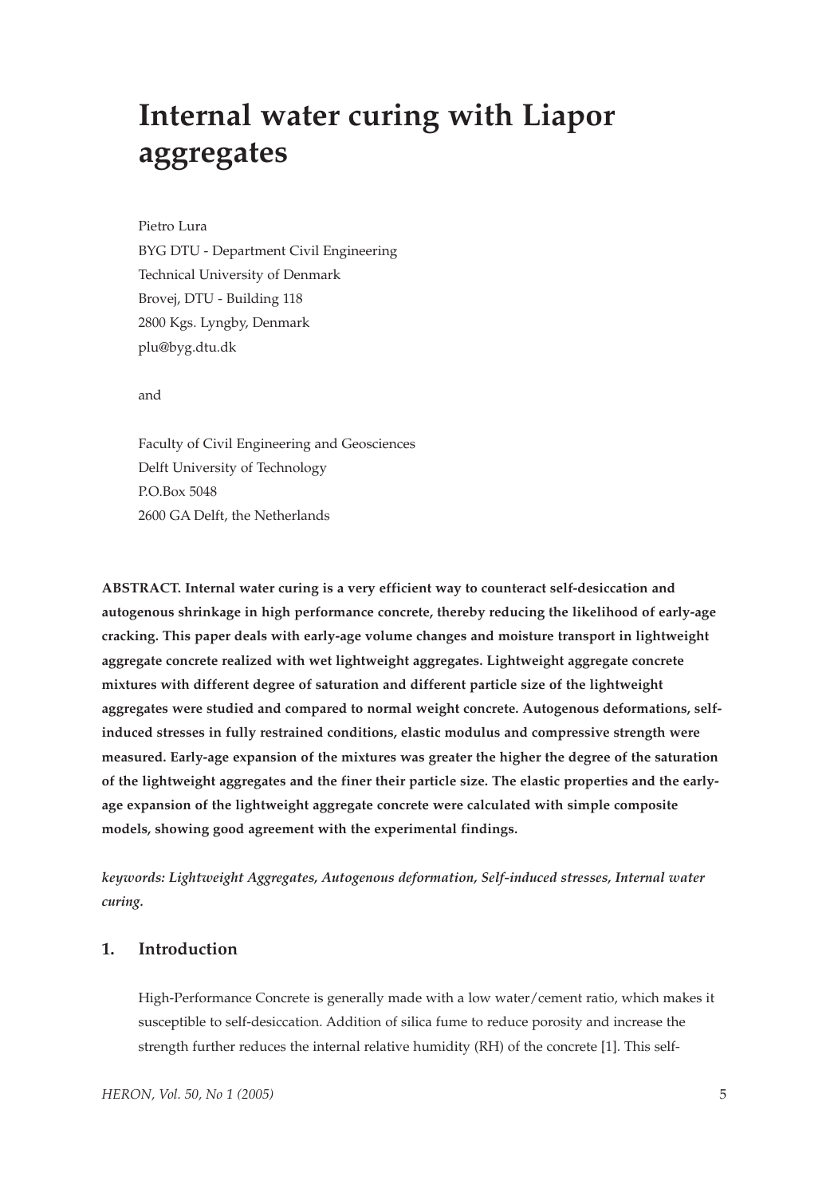# Internal water curing with Liapor aggregates

Pietro Lura
BYG DTU - Department Civil Engineering
Technical University of Denmark
Brovej, DTU - Building 118
2800 Kgs. Lyngby, Denmark
plu@byg.dtu.dk

and

Faculty of Civil Engineering and Geosciences
Delft University of Technology
P.O.Box 5048
2600 GA Delft, the Netherlands

**ABSTRACT. Internal water curing is a very efficient way to counteract self-desiccation and autogenous shrinkage in high performance concrete, thereby reducing the likelihood of early-age cracking. This paper deals with early-age volume changes and moisture transport in lightweight aggregate concrete realized with wet lightweight aggregates. Lightweight aggregate concrete mixtures with different degree of saturation and different particle size of the lightweight aggregates were studied and compared to normal weight concrete. Autogenous deformations, self-induced stresses in fully restrained conditions, elastic modulus and compressive strength were measured. Early-age expansion of the mixtures was greater the higher the degree of the saturation of the lightweight aggregates and the finer their particle size. The elastic properties and the early-age expansion of the lightweight aggregate concrete were calculated with simple composite models, showing good agreement with the experimental findings.**

***keywords: Lightweight Aggregates, Autogenous deformation, Self-induced stresses, Internal water curing.***

## 1. Introduction

High-Performance Concrete is generally made with a low water/cement ratio, which makes it susceptible to self-desiccation. Addition of silica fume to reduce porosity and increase the strength further reduces the internal relative humidity (RH) of the concrete [1]. This self-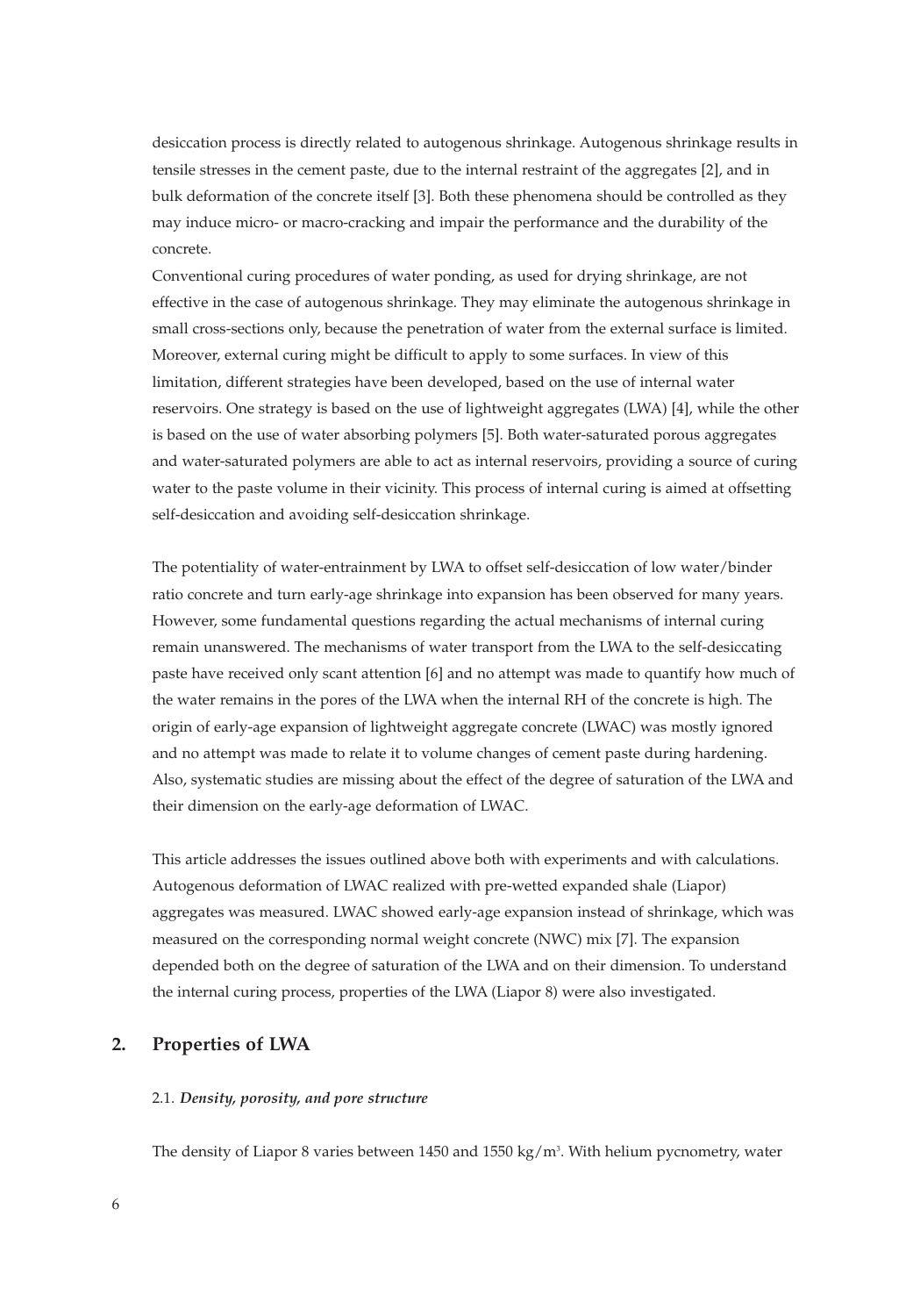desiccation process is directly related to autogenous shrinkage. Autogenous shrinkage results in tensile stresses in the cement paste, due to the internal restraint of the aggregates [2], and in bulk deformation of the concrete itself [3]. Both these phenomena should be controlled as they may induce micro- or macro-cracking and impair the performance and the durability of the concrete.

Conventional curing procedures of water ponding, as used for drying shrinkage, are not effective in the case of autogenous shrinkage. They may eliminate the autogenous shrinkage in small cross-sections only, because the penetration of water from the external surface is limited. Moreover, external curing might be difficult to apply to some surfaces. In view of this limitation, different strategies have been developed, based on the use of internal water reservoirs. One strategy is based on the use of lightweight aggregates (LWA) [4], while the other is based on the use of water absorbing polymers [5]. Both water-saturated porous aggregates and water-saturated polymers are able to act as internal reservoirs, providing a source of curing water to the paste volume in their vicinity. This process of internal curing is aimed at offsetting self-desiccation and avoiding self-desiccation shrinkage.

The potentiality of water-entrainment by LWA to offset self-desiccation of low water/binder ratio concrete and turn early-age shrinkage into expansion has been observed for many years. However, some fundamental questions regarding the actual mechanisms of internal curing remain unanswered. The mechanisms of water transport from the LWA to the self-desiccating paste have received only scant attention [6] and no attempt was made to quantify how much of the water remains in the pores of the LWA when the internal RH of the concrete is high. The origin of early-age expansion of lightweight aggregate concrete (LWAC) was mostly ignored and no attempt was made to relate it to volume changes of cement paste during hardening. Also, systematic studies are missing about the effect of the degree of saturation of the LWA and their dimension on the early-age deformation of LWAC.

This article addresses the issues outlined above both with experiments and with calculations. Autogenous deformation of LWAC realized with pre-wetted expanded shale (Liapor) aggregates was measured. LWAC showed early-age expansion instead of shrinkage, which was measured on the corresponding normal weight concrete (NWC) mix [7]. The expansion depended both on the degree of saturation of the LWA and on their dimension. To understand the internal curing process, properties of the LWA (Liapor 8) were also investigated.

## 2. Properties of LWA

### 2.1. *Density, porosity, and pore structure*

The density of Liapor 8 varies between 1450 and 1550 kg/m$^3$. With helium pycnometry, water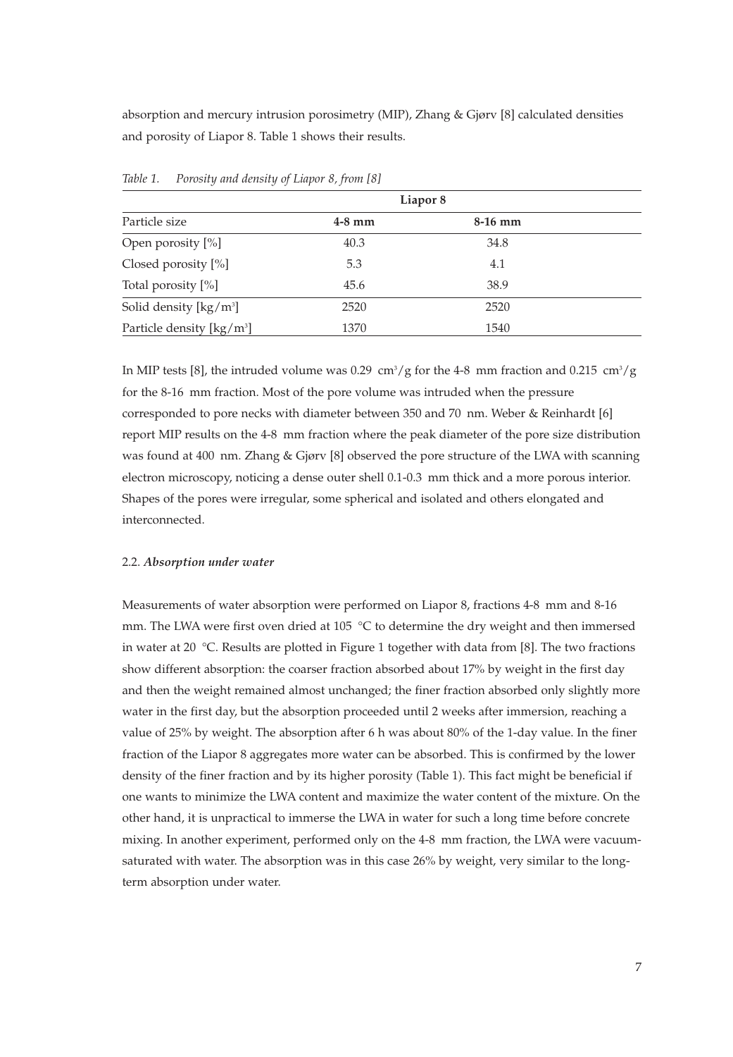absorption and mercury intrusion porosimetry (MIP), Zhang & Gjørv [8] calculated densities and porosity of Liapor 8. Table 1 shows their results.

*Table 1. Porosity and density of Liapor 8, from [8]*

| | Liapor 8 | |
|---|---|---|
| Particle size | **4-8 mm** | **8-16 mm** |
| Open porosity [%] | 40.3 | 34.8 |
| Closed porosity [%] | 5.3 | 4.1 |
| Total porosity [%] | 45.6 | 38.9 |
| Solid density [kg/m$^3$] | 2520 | 2520 |
| Particle density [kg/m$^3$] | 1370 | 1540 |

In MIP tests [8], the intruded volume was 0.29 cm$^3$/g for the 4-8 mm fraction and 0.215 cm$^3$/g for the 8-16 mm fraction. Most of the pore volume was intruded when the pressure corresponded to pore necks with diameter between 350 and 70 nm. Weber & Reinhardt [6] report MIP results on the 4-8 mm fraction where the peak diameter of the pore size distribution was found at 400 nm. Zhang & Gjørv [8] observed the pore structure of the LWA with scanning electron microscopy, noticing a dense outer shell 0.1-0.3 mm thick and a more porous interior. Shapes of the pores were irregular, some spherical and isolated and others elongated and interconnected.

### 2.2. *Absorption under water*

Measurements of water absorption were performed on Liapor 8, fractions 4-8 mm and 8-16 mm. The LWA were first oven dried at 105 °C to determine the dry weight and then immersed in water at 20 °C. Results are plotted in Figure 1 together with data from [8]. The two fractions show different absorption: the coarser fraction absorbed about 17% by weight in the first day and then the weight remained almost unchanged; the finer fraction absorbed only slightly more water in the first day, but the absorption proceeded until 2 weeks after immersion, reaching a value of 25% by weight. The absorption after 6 h was about 80% of the 1-day value. In the finer fraction of the Liapor 8 aggregates more water can be absorbed. This is confirmed by the lower density of the finer fraction and by its higher porosity (Table 1). This fact might be beneficial if one wants to minimize the LWA content and maximize the water content of the mixture. On the other hand, it is unpractical to immerse the LWA in water for such a long time before concrete mixing. In another experiment, performed only on the 4-8 mm fraction, the LWA were vacuum-saturated with water. The absorption was in this case 26% by weight, very similar to the long-term absorption under water.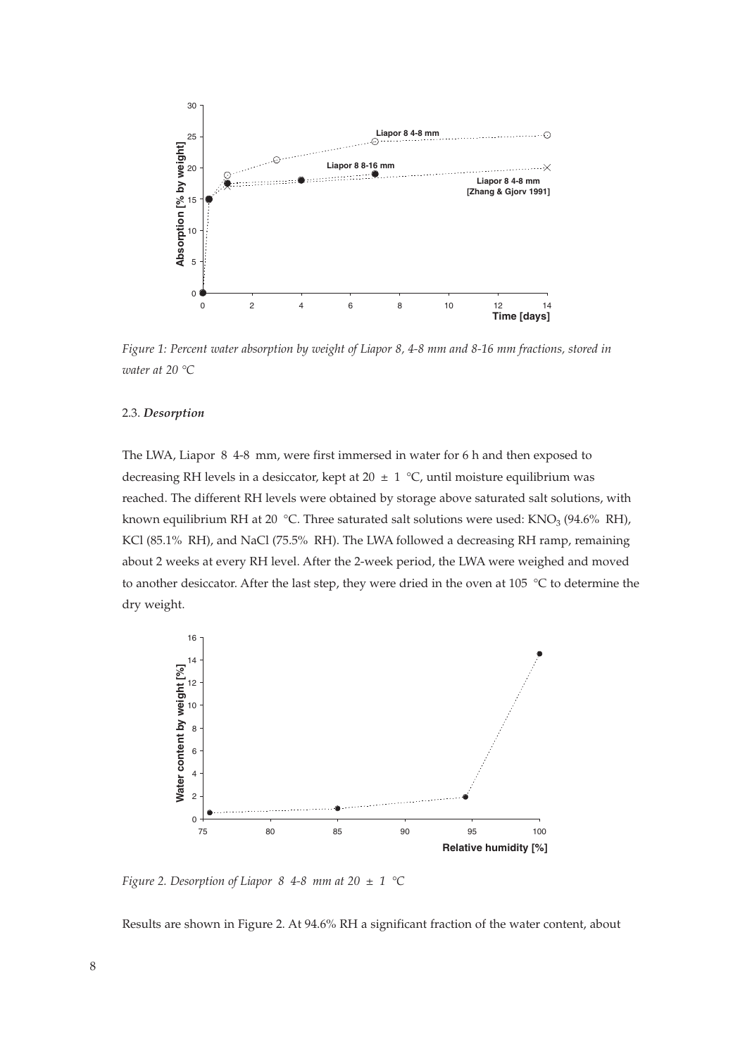*Figure 1: Percent water absorption by weight of Liapor 8, 4-8 mm and 8-16 mm fractions, stored in water at 20 °C*

### 2.3. *Desorption*

The LWA, Liapor 8 4-8 mm, were first immersed in water for 6 h and then exposed to decreasing RH levels in a desiccator, kept at 20 ± 1 °C, until moisture equilibrium was reached. The different RH levels were obtained by storage above saturated salt solutions, with known equilibrium RH at 20 °C. Three saturated salt solutions were used: $KNO_3$ (94.6% RH), KCl (85.1% RH), and NaCl (75.5% RH). The LWA followed a decreasing RH ramp, remaining about 2 weeks at every RH level. After the 2-week period, the LWA were weighed and moved to another desiccator. After the last step, they were dried in the oven at 105 °C to determine the dry weight.

*Figure 2. Desorption of Liapor 8 4-8 mm at 20 ± 1 °C*

Results are shown in Figure 2. At 94.6% RH a significant fraction of the water content, about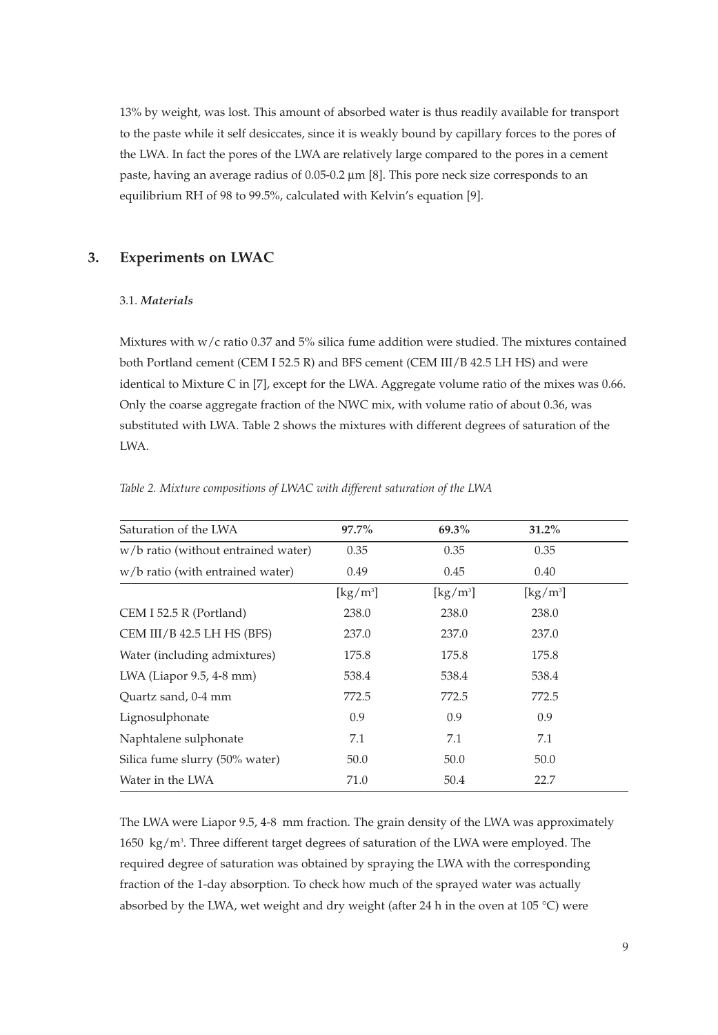13% by weight, was lost. This amount of absorbed water is thus readily available for transport to the paste while it self desiccates, since it is weakly bound by capillary forces to the pores of the LWA. In fact the pores of the LWA are relatively large compared to the pores in a cement paste, having an average radius of 0.05-0.2 µm [8]. This pore neck size corresponds to an equilibrium RH of 98 to 99.5%, calculated with Kelvin's equation [9].

## 3. Experiments on LWAC

### 3.1. *Materials*

Mixtures with w/c ratio 0.37 and 5% silica fume addition were studied. The mixtures contained both Portland cement (CEM I 52.5 R) and BFS cement (CEM III/B 42.5 LH HS) and were identical to Mixture C in [7], except for the LWA. Aggregate volume ratio of the mixes was 0.66. Only the coarse aggregate fraction of the NWC mix, with volume ratio of about 0.36, was substituted with LWA. Table 2 shows the mixtures with different degrees of saturation of the LWA.

*Table 2. Mixture compositions of LWAC with different saturation of the LWA*

| Saturation of the LWA | **97.7%** | **69.3%** | **31.2%** |
|---|---|---|---|
| w/b ratio (without entrained water) | 0.35 | 0.35 | 0.35 |
| w/b ratio (with entrained water) | 0.49 | 0.45 | 0.40 |
| | [kg/m³] | [kg/m³] | [kg/m³] |
| CEM I 52.5 R (Portland) | 238.0 | 238.0 | 238.0 |
| CEM III/B 42.5 LH HS (BFS) | 237.0 | 237.0 | 237.0 |
| Water (including admixtures) | 175.8 | 175.8 | 175.8 |
| LWA (Liapor 9.5, 4-8 mm) | 538.4 | 538.4 | 538.4 |
| Quartz sand, 0-4 mm | 772.5 | 772.5 | 772.5 |
| Lignosulphonate | 0.9 | 0.9 | 0.9 |
| Naphtalene sulphonate | 7.1 | 7.1 | 7.1 |
| Silica fume slurry (50% water) | 50.0 | 50.0 | 50.0 |
| Water in the LWA | 71.0 | 50.4 | 22.7 |

The LWA were Liapor 9.5, 4-8 mm fraction. The grain density of the LWA was approximately 1650 kg/m³. Three different target degrees of saturation of the LWA were employed. The required degree of saturation was obtained by spraying the LWA with the corresponding fraction of the 1-day absorption. To check how much of the sprayed water was actually absorbed by the LWA, wet weight and dry weight (after 24 h in the oven at 105 °C) were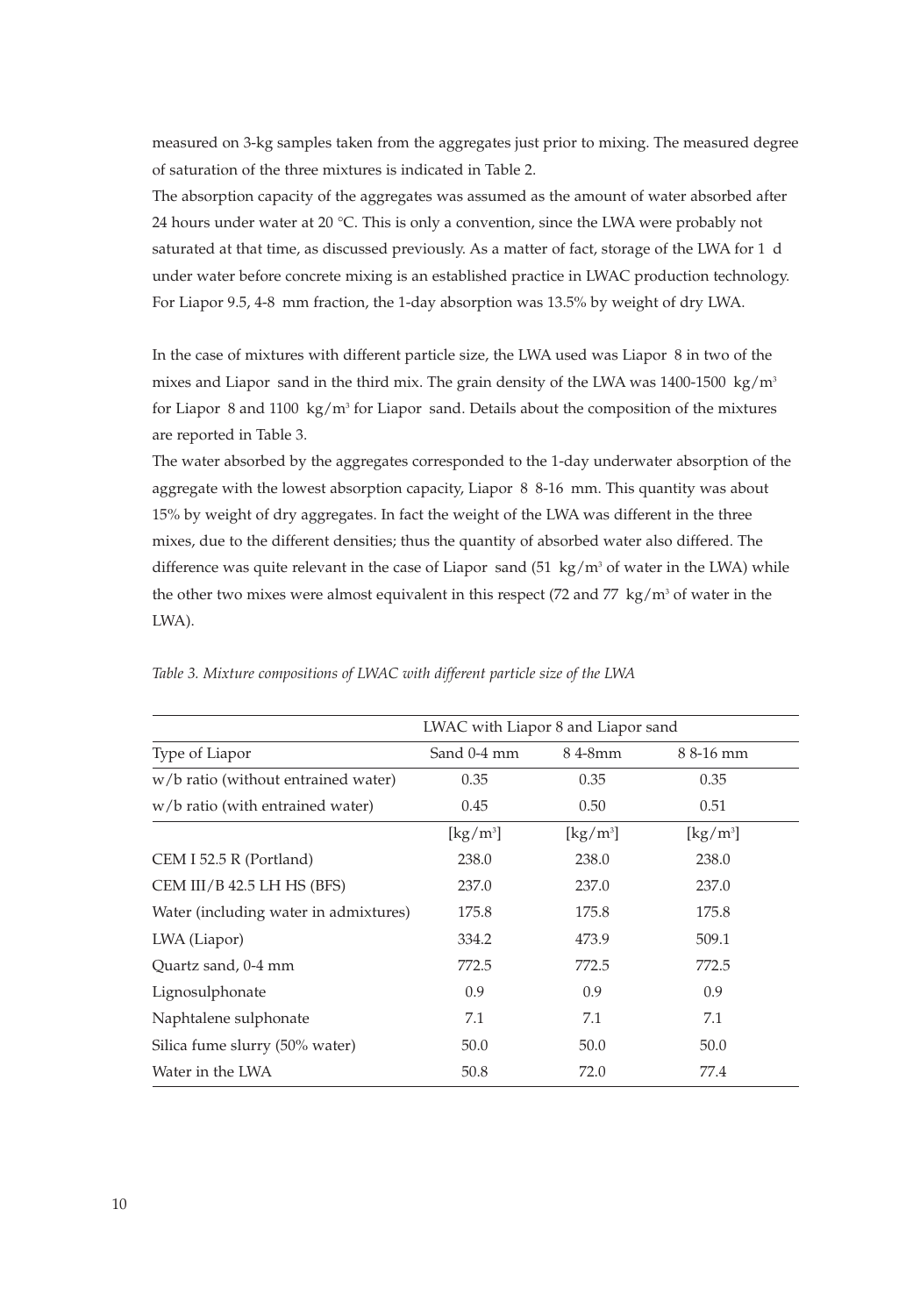measured on 3-kg samples taken from the aggregates just prior to mixing. The measured degree of saturation of the three mixtures is indicated in Table 2.

The absorption capacity of the aggregates was assumed as the amount of water absorbed after 24 hours under water at 20 °C. This is only a convention, since the LWA were probably not saturated at that time, as discussed previously. As a matter of fact, storage of the LWA for 1 d under water before concrete mixing is an established practice in LWAC production technology. For Liapor 9.5, 4-8 mm fraction, the 1-day absorption was 13.5% by weight of dry LWA.

In the case of mixtures with different particle size, the LWA used was Liapor 8 in two of the mixes and Liapor sand in the third mix. The grain density of the LWA was 1400-1500 kg/m³ for Liapor 8 and 1100 kg/m³ for Liapor sand. Details about the composition of the mixtures are reported in Table 3.

The water absorbed by the aggregates corresponded to the 1-day underwater absorption of the aggregate with the lowest absorption capacity, Liapor 8 8-16 mm. This quantity was about 15% by weight of dry aggregates. In fact the weight of the LWA was different in the three mixes, due to the different densities; thus the quantity of absorbed water also differed. The difference was quite relevant in the case of Liapor sand (51 kg/m³ of water in the LWA) while the other two mixes were almost equivalent in this respect (72 and 77 kg/m³ of water in the LWA).

*Table 3. Mixture compositions of LWAC with different particle size of the LWA*

| | LWAC with Liapor 8 and Liapor sand | | |
|---|---|---|---|
| Type of Liapor | Sand 0-4 mm | 8 4-8mm | 8 8-16 mm |
| w/b ratio (without entrained water) | 0.35 | 0.35 | 0.35 |
| w/b ratio (with entrained water) | 0.45 | 0.50 | 0.51 |
| | [kg/m³] | [kg/m³] | [kg/m³] |
| CEM I 52.5 R (Portland) | 238.0 | 238.0 | 238.0 |
| CEM III/B 42.5 LH HS (BFS) | 237.0 | 237.0 | 237.0 |
| Water (including water in admixtures) | 175.8 | 175.8 | 175.8 |
| LWA (Liapor) | 334.2 | 473.9 | 509.1 |
| Quartz sand, 0-4 mm | 772.5 | 772.5 | 772.5 |
| Lignosulphonate | 0.9 | 0.9 | 0.9 |
| Naphtalene sulphonate | 7.1 | 7.1 | 7.1 |
| Silica fume slurry (50% water) | 50.0 | 50.0 | 50.0 |
| Water in the LWA | 50.8 | 72.0 | 77.4 |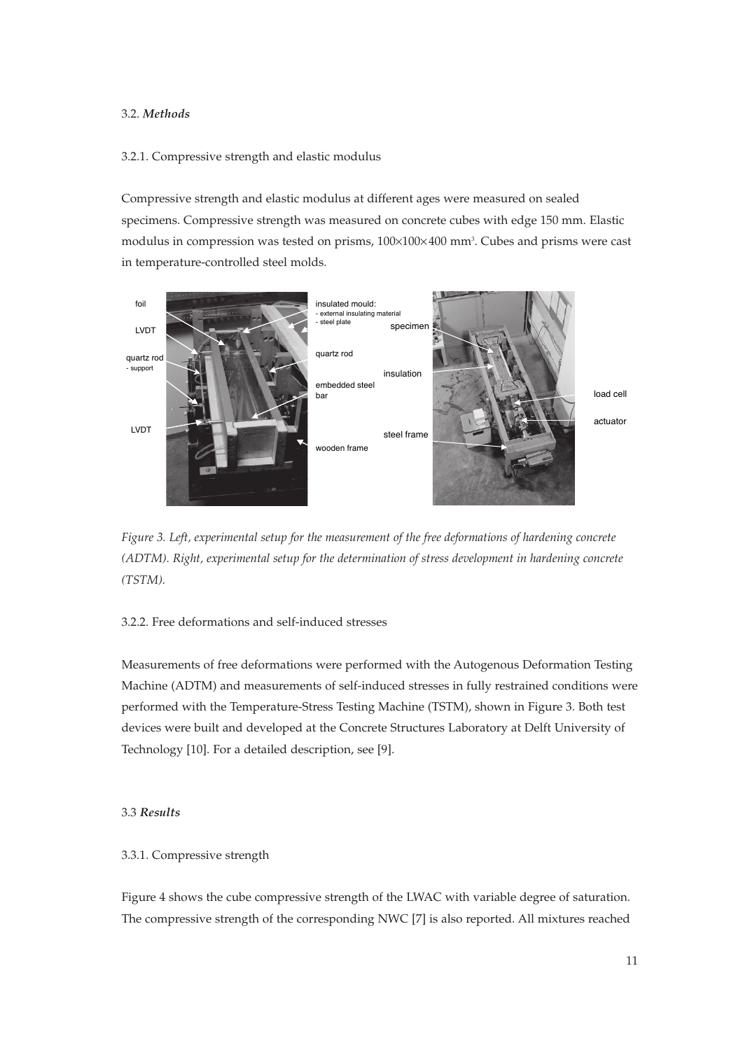### 3.2. *Methods*

3.2.1. Compressive strength and elastic modulus

Compressive strength and elastic modulus at different ages were measured on sealed specimens. Compressive strength was measured on concrete cubes with edge 150 mm. Elastic modulus in compression was tested on prisms, 100×100×400 mm$^3$. Cubes and prisms were cast in temperature-controlled steel molds.

*Figure 3. Left, experimental setup for the measurement of the free deformations of hardening concrete (ADTM). Right, experimental setup for the determination of stress development in hardening concrete (TSTM).*

3.2.2. Free deformations and self-induced stresses

Measurements of free deformations were performed with the Autogenous Deformation Testing Machine (ADTM) and measurements of self-induced stresses in fully restrained conditions were performed with the Temperature-Stress Testing Machine (TSTM), shown in Figure 3. Both test devices were built and developed at the Concrete Structures Laboratory at Delft University of Technology [10]. For a detailed description, see [9].

### 3.3 *Results*

3.3.1. Compressive strength

Figure 4 shows the cube compressive strength of the LWAC with variable degree of saturation. The compressive strength of the corresponding NWC [7] is also reported. All mixtures reached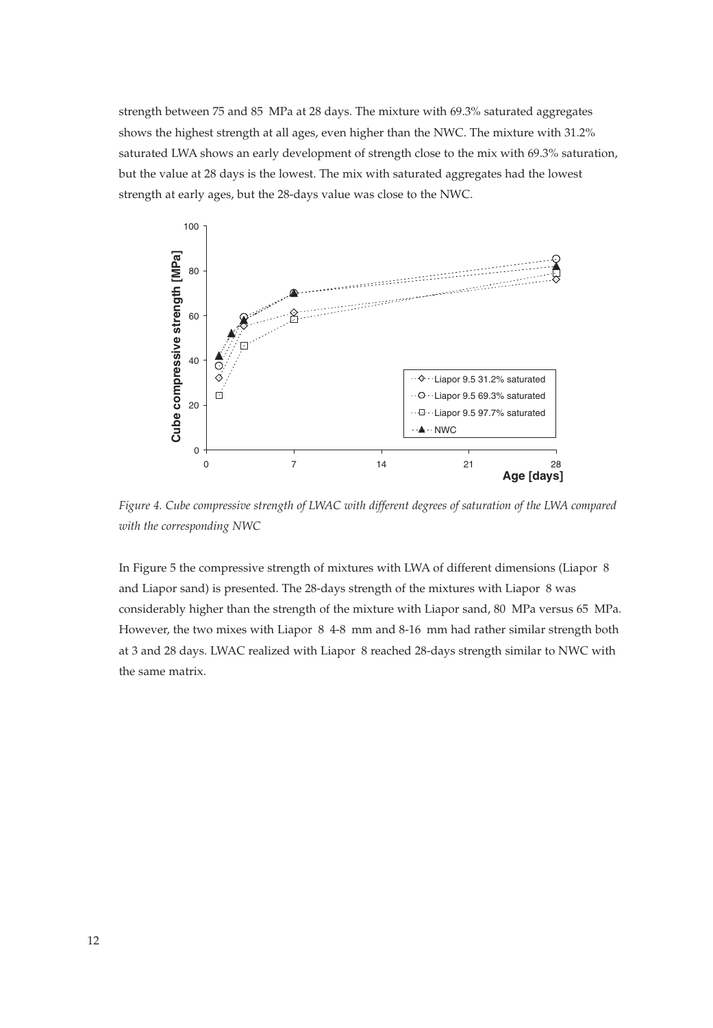strength between 75 and 85 MPa at 28 days. The mixture with 69.3% saturated aggregates shows the highest strength at all ages, even higher than the NWC. The mixture with 31.2% saturated LWA shows an early development of strength close to the mix with 69.3% saturation, but the value at 28 days is the lowest. The mix with saturated aggregates had the lowest strength at early ages, but the 28-days value was close to the NWC.

*Figure 4. Cube compressive strength of LWAC with different degrees of saturation of the LWA compared with the corresponding NWC*

In Figure 5 the compressive strength of mixtures with LWA of different dimensions (Liapor 8 and Liapor sand) is presented. The 28-days strength of the mixtures with Liapor 8 was considerably higher than the strength of the mixture with Liapor sand, 80 MPa versus 65 MPa. However, the two mixes with Liapor 8 4-8 mm and 8-16 mm had rather similar strength both at 3 and 28 days. LWAC realized with Liapor 8 reached 28-days strength similar to NWC with the same matrix.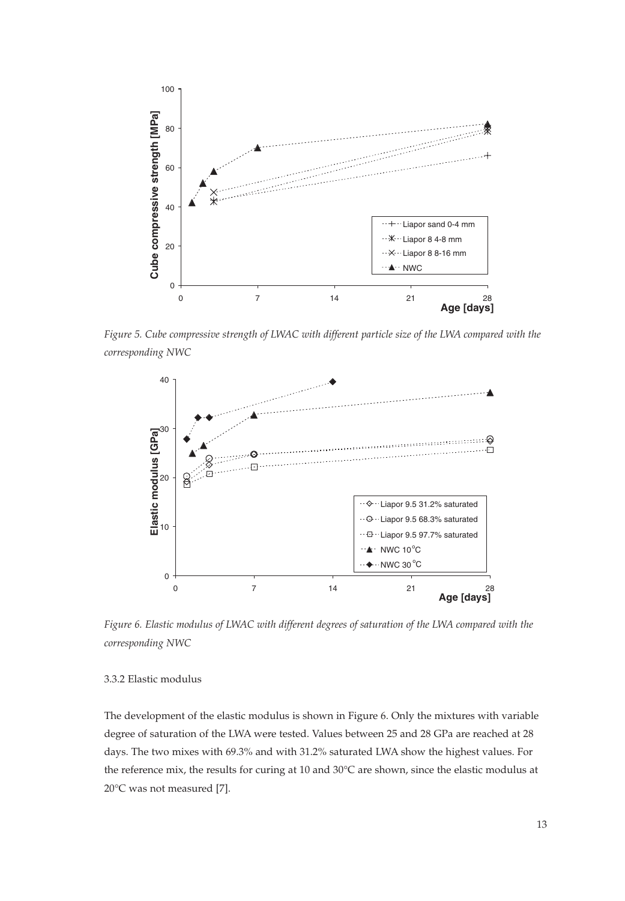*Figure 5. Cube compressive strength of LWAC with different particle size of the LWA compared with the corresponding NWC*

*Figure 6. Elastic modulus of LWAC with different degrees of saturation of the LWA compared with the corresponding NWC*

### 3.3.2 Elastic modulus

The development of the elastic modulus is shown in Figure 6. Only the mixtures with variable degree of saturation of the LWA were tested. Values between 25 and 28 GPa are reached at 28 days. The two mixes with 69.3% and with 31.2% saturated LWA show the highest values. For the reference mix, the results for curing at 10 and 30°C are shown, since the elastic modulus at 20°C was not measured [7].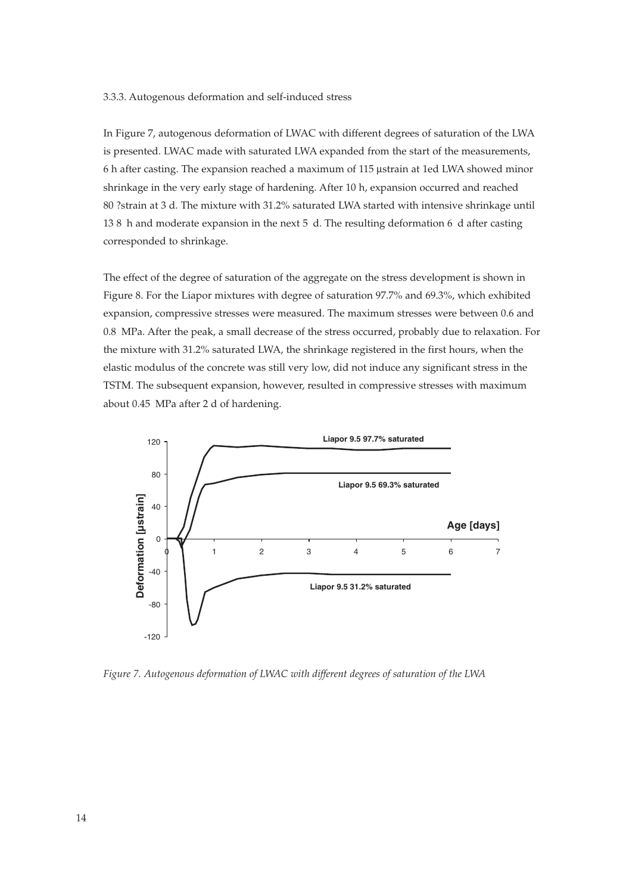3.3.3. Autogenous deformation and self-induced stress

In Figure 7, autogenous deformation of LWAC with different degrees of saturation of the LWA is presented. LWAC made with saturated LWA expanded from the start of the measurements, 6 h after casting. The expansion reached a maximum of 115 µstrain at 1ed LWA showed minor shrinkage in the very early stage of hardening. After 10 h, expansion occurred and reached 80 ?strain at 3 d. The mixture with 31.2% saturated LWA started with intensive shrinkage until 13 8  h and moderate expansion in the next 5  d. The resulting deformation 6  d after casting corresponded to shrinkage.

The effect of the degree of saturation of the aggregate on the stress development is shown in Figure 8. For the Liapor mixtures with degree of saturation 97.7% and 69.3%, which exhibited expansion, compressive stresses were measured. The maximum stresses were between 0.6 and 0.8  MPa. After the peak, a small decrease of the stress occurred, probably due to relaxation. For the mixture with 31.2% saturated LWA, the shrinkage registered in the first hours, when the elastic modulus of the concrete was still very low, did not induce any significant stress in the TSTM. The subsequent expansion, however, resulted in compressive stresses with maximum about 0.45  MPa after 2 d of hardening.

*Figure 7. Autogenous deformation of LWAC with different degrees of saturation of the LWA*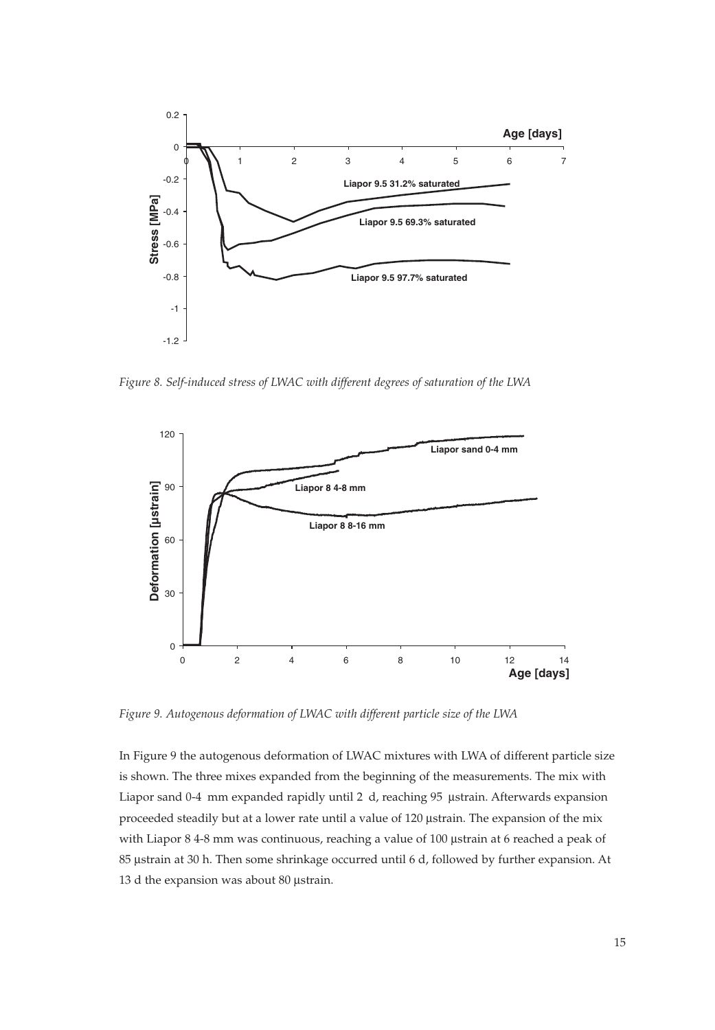*Figure 8. Self-induced stress of LWAC with different degrees of saturation of the LWA*

*Figure 9. Autogenous deformation of LWAC with different particle size of the LWA*

In Figure 9 the autogenous deformation of LWAC mixtures with LWA of different particle size is shown. The three mixes expanded from the beginning of the measurements. The mix with Liapor sand 0-4 mm expanded rapidly until 2 d, reaching 95 µstrain. Afterwards expansion proceeded steadily but at a lower rate until a value of 120 µstrain. The expansion of the mix with Liapor 8 4-8 mm was continuous, reaching a value of 100 µstrain at 6 reached a peak of 85 µstrain at 30 h. Then some shrinkage occurred until 6 d, followed by further expansion. At 13 d the expansion was about 80 µstrain.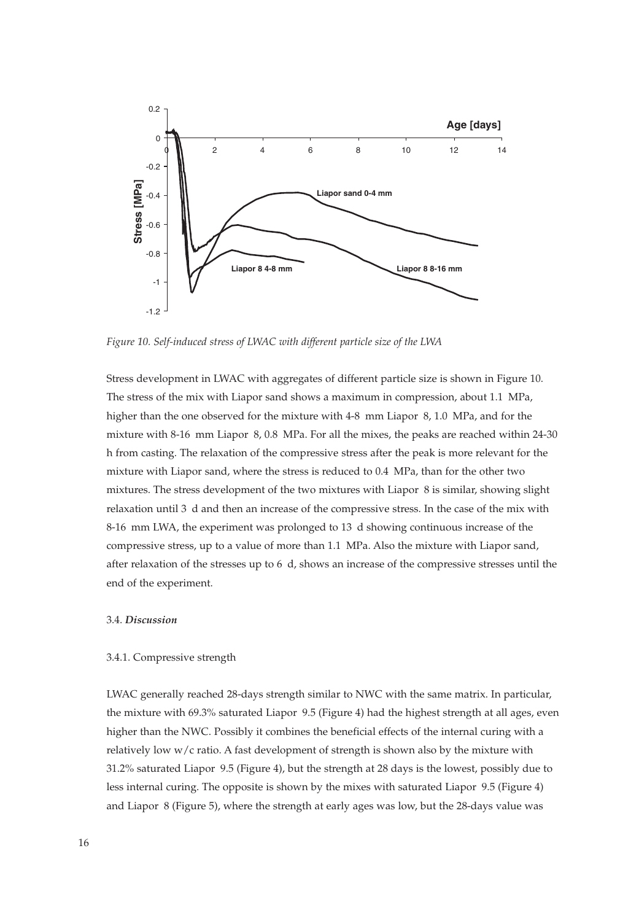*Figure 10. Self-induced stress of LWAC with different particle size of the LWA*

Stress development in LWAC with aggregates of different particle size is shown in Figure 10. The stress of the mix with Liapor sand shows a maximum in compression, about 1.1 MPa, higher than the one observed for the mixture with 4-8 mm Liapor 8, 1.0 MPa, and for the mixture with 8-16 mm Liapor 8, 0.8 MPa. For all the mixes, the peaks are reached within 24-30 h from casting. The relaxation of the compressive stress after the peak is more relevant for the mixture with Liapor sand, where the stress is reduced to 0.4 MPa, than for the other two mixtures. The stress development of the two mixtures with Liapor 8 is similar, showing slight relaxation until 3 d and then an increase of the compressive stress. In the case of the mix with 8-16 mm LWA, the experiment was prolonged to 13 d showing continuous increase of the compressive stress, up to a value of more than 1.1 MPa. Also the mixture with Liapor sand, after relaxation of the stresses up to 6 d, shows an increase of the compressive stresses until the end of the experiment.

### 3.4. *Discussion*

#### 3.4.1. Compressive strength

LWAC generally reached 28-days strength similar to NWC with the same matrix. In particular, the mixture with 69.3% saturated Liapor 9.5 (Figure 4) had the highest strength at all ages, even higher than the NWC. Possibly it combines the beneficial effects of the internal curing with a relatively low w/c ratio. A fast development of strength is shown also by the mixture with 31.2% saturated Liapor 9.5 (Figure 4), but the strength at 28 days is the lowest, possibly due to less internal curing. The opposite is shown by the mixes with saturated Liapor 9.5 (Figure 4) and Liapor 8 (Figure 5), where the strength at early ages was low, but the 28-days value was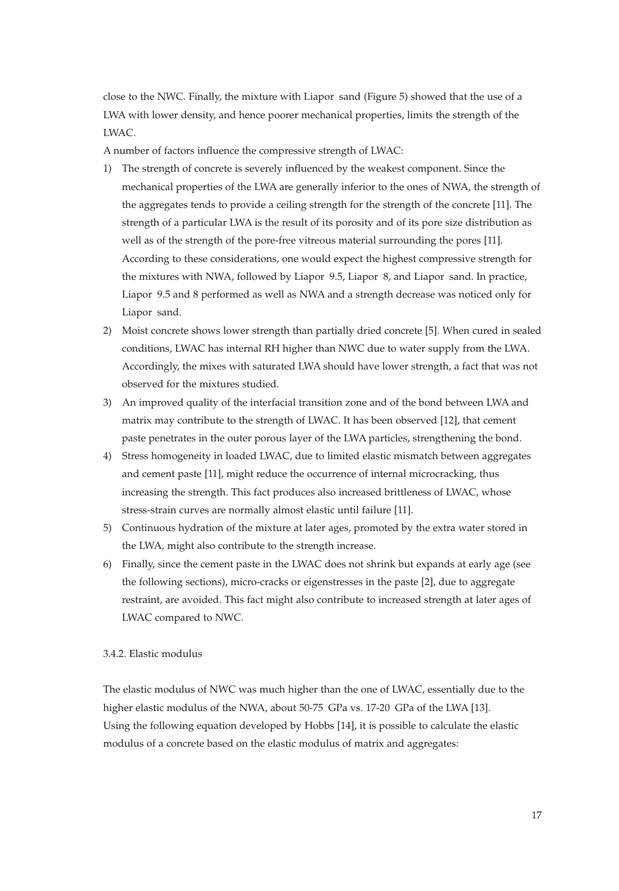close to the NWC. Finally, the mixture with Liapor sand (Figure 5) showed that the use of a LWA with lower density, and hence poorer mechanical properties, limits the strength of the LWAC.

A number of factors influence the compressive strength of LWAC:

1) The strength of concrete is severely influenced by the weakest component. Since the mechanical properties of the LWA are generally inferior to the ones of NWA, the strength of the aggregates tends to provide a ceiling strength for the strength of the concrete [11]. The strength of a particular LWA is the result of its porosity and of its pore size distribution as well as of the strength of the pore-free vitreous material surrounding the pores [11]. According to these considerations, one would expect the highest compressive strength for the mixtures with NWA, followed by Liapor 9.5, Liapor 8, and Liapor sand. In practice, Liapor 9.5 and 8 performed as well as NWA and a strength decrease was noticed only for Liapor sand.
2) Moist concrete shows lower strength than partially dried concrete [5]. When cured in sealed conditions, LWAC has internal RH higher than NWC due to water supply from the LWA. Accordingly, the mixes with saturated LWA should have lower strength, a fact that was not observed for the mixtures studied.
3) An improved quality of the interfacial transition zone and of the bond between LWA and matrix may contribute to the strength of LWAC. It has been observed [12], that cement paste penetrates in the outer porous layer of the LWA particles, strengthening the bond.
4) Stress homogeneity in loaded LWAC, due to limited elastic mismatch between aggregates and cement paste [11], might reduce the occurrence of internal microcracking, thus increasing the strength. This fact produces also increased brittleness of LWAC, whose stress-strain curves are normally almost elastic until failure [11].
5) Continuous hydration of the mixture at later ages, promoted by the extra water stored in the LWA, might also contribute to the strength increase.
6) Finally, since the cement paste in the LWAC does not shrink but expands at early age (see the following sections), micro-cracks or eigenstresses in the paste [2], due to aggregate restraint, are avoided. This fact might also contribute to increased strength at later ages of LWAC compared to NWC.

### 3.4.2. Elastic modulus

The elastic modulus of NWC was much higher than the one of LWAC, essentially due to the higher elastic modulus of the NWA, about 50-75 GPa vs. 17-20 GPa of the LWA [13].
Using the following equation developed by Hobbs [14], it is possible to calculate the elastic modulus of a concrete based on the elastic modulus of matrix and aggregates: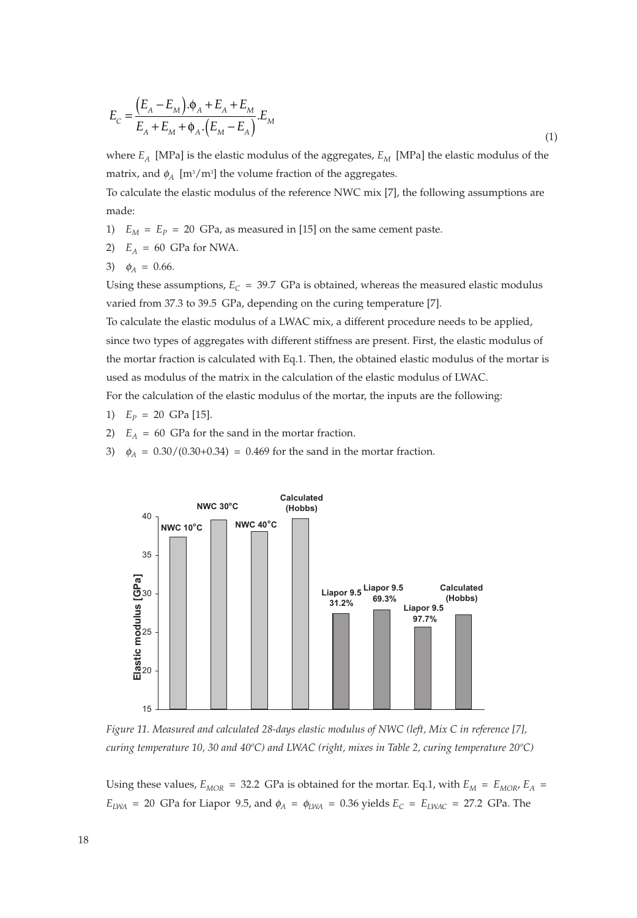$$E_C = \frac{(E_A - E_M).\phi_A + E_A + E_M}{E_A + E_M + \phi_A.(E_M - E_A)}.E_M \tag{1}$$

where $E_A$ [MPa] is the elastic modulus of the aggregates, $E_M$ [MPa] the elastic modulus of the matrix, and $\phi_A$ [$m^3/m^3$] the volume fraction of the aggregates.

To calculate the elastic modulus of the reference NWC mix [7], the following assumptions are made:

1) $E_M = E_P = 20$ GPa, as measured in [15] on the same cement paste.
2) $E_A = 60$ GPa for NWA.
3) $\phi_A = 0.66$.

Using these assumptions, $E_C = 39.7$ GPa is obtained, whereas the measured elastic modulus varied from 37.3 to 39.5 GPa, depending on the curing temperature [7].

To calculate the elastic modulus of a LWAC mix, a different procedure needs to be applied, since two types of aggregates with different stiffness are present. First, the elastic modulus of the mortar fraction is calculated with Eq.1. Then, the obtained elastic modulus of the mortar is used as modulus of the matrix in the calculation of the elastic modulus of LWAC.

For the calculation of the elastic modulus of the mortar, the inputs are the following:

1) $E_P = 20$ GPa [15].
2) $E_A = 60$ GPa for the sand in the mortar fraction.
3) $\phi_A = 0.30/(0.30+0.34) = 0.469$ for the sand in the mortar fraction.

*Figure 11. Measured and calculated 28-days elastic modulus of NWC (left, Mix C in reference [7], curing temperature 10, 30 and 40°C) and LWAC (right, mixes in Table 2, curing temperature 20°C)*

Using these values, $E_{MOR} = 32.2$ GPa is obtained for the mortar. Eq.1, with $E_M = E_{MOR}$, $E_A = E_{LWA} = 20$ GPa for Liapor 9.5, and $\phi_A = \phi_{LWA} = 0.36$ yields $E_C = E_{LWAC} = 27.2$ GPa. The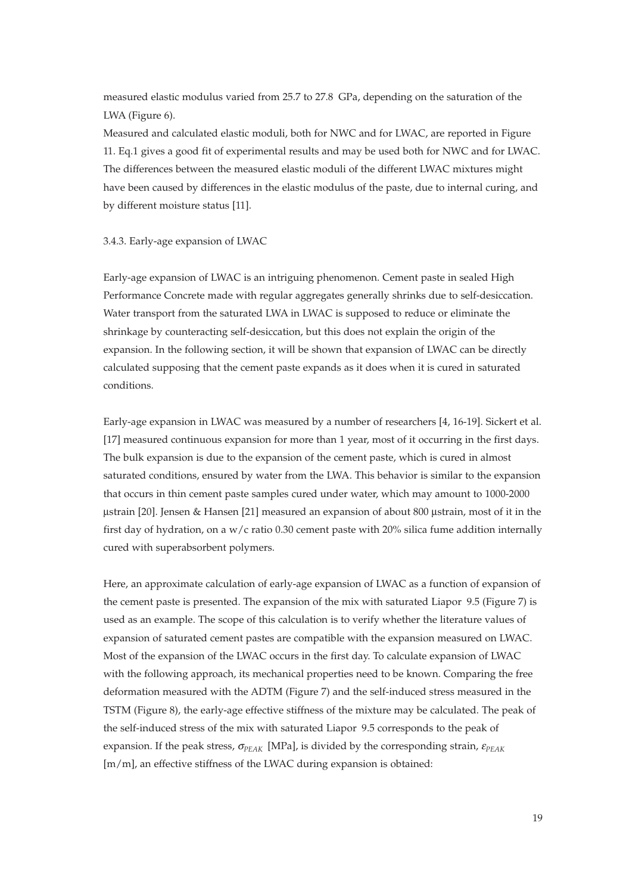measured elastic modulus varied from 25.7 to 27.8 GPa, depending on the saturation of the LWA (Figure 6).

Measured and calculated elastic moduli, both for NWC and for LWAC, are reported in Figure 11. Eq.1 gives a good fit of experimental results and may be used both for NWC and for LWAC. The differences between the measured elastic moduli of the different LWAC mixtures might have been caused by differences in the elastic modulus of the paste, due to internal curing, and by different moisture status [11].

3.4.3. Early-age expansion of LWAC

Early-age expansion of LWAC is an intriguing phenomenon. Cement paste in sealed High Performance Concrete made with regular aggregates generally shrinks due to self-desiccation. Water transport from the saturated LWA in LWAC is supposed to reduce or eliminate the shrinkage by counteracting self-desiccation, but this does not explain the origin of the expansion. In the following section, it will be shown that expansion of LWAC can be directly calculated supposing that the cement paste expands as it does when it is cured in saturated conditions.

Early-age expansion in LWAC was measured by a number of researchers [4, 16-19]. Sickert et al. [17] measured continuous expansion for more than 1 year, most of it occurring in the first days. The bulk expansion is due to the expansion of the cement paste, which is cured in almost saturated conditions, ensured by water from the LWA. This behavior is similar to the expansion that occurs in thin cement paste samples cured under water, which may amount to 1000-2000 μstrain [20]. Jensen & Hansen [21] measured an expansion of about 800 μstrain, most of it in the first day of hydration, on a w/c ratio 0.30 cement paste with 20% silica fume addition internally cured with superabsorbent polymers.

Here, an approximate calculation of early-age expansion of LWAC as a function of expansion of the cement paste is presented. The expansion of the mix with saturated Liapor 9.5 (Figure 7) is used as an example. The scope of this calculation is to verify whether the literature values of expansion of saturated cement pastes are compatible with the expansion measured on LWAC. Most of the expansion of the LWAC occurs in the first day. To calculate expansion of LWAC with the following approach, its mechanical properties need to be known. Comparing the free deformation measured with the ADTM (Figure 7) and the self-induced stress measured in the TSTM (Figure 8), the early-age effective stiffness of the mixture may be calculated. The peak of the self-induced stress of the mix with saturated Liapor 9.5 corresponds to the peak of expansion. If the peak stress, $\sigma_{PEAK}$ [MPa], is divided by the corresponding strain, $\varepsilon_{PEAK}$ [m/m], an effective stiffness of the LWAC during expansion is obtained: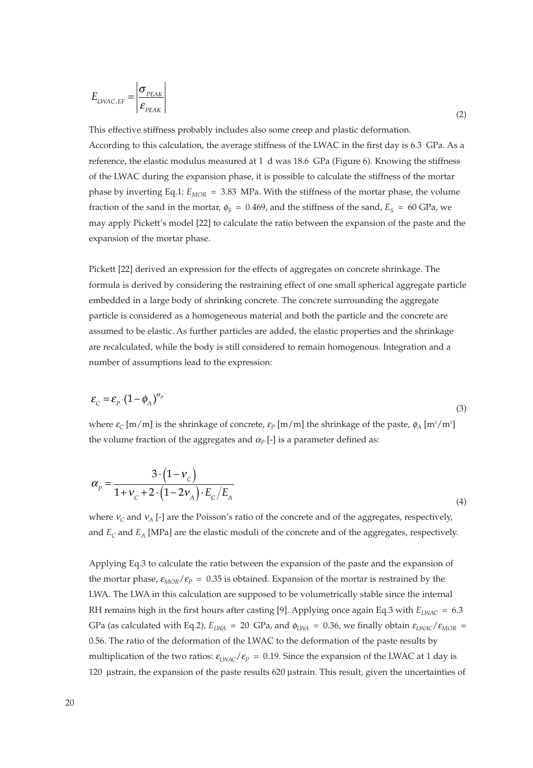$$E_{LWAC,EF} = \left| \frac{\sigma_{PEAK}}{\varepsilon_{PEAK}} \right| \tag{2}$$

This effective stiffness probably includes also some creep and plastic deformation. According to this calculation, the average stiffness of the LWAC in the first day is 6.3 GPa. As a reference, the elastic modulus measured at 1 d was 18.6 GPa (Figure 6). Knowing the stiffness of the LWAC during the expansion phase, it is possible to calculate the stiffness of the mortar phase by inverting Eq.1: $E_{MOR}$ = 3.83 MPa. With the stiffness of the mortar phase, the volume fraction of the sand in the mortar, $\phi_S$ = 0.469, and the stiffness of the sand, $E_S$ = 60 GPa, we may apply Pickett's model [22] to calculate the ratio between the expansion of the paste and the expansion of the mortar phase.

Pickett [22] derived an expression for the effects of aggregates on concrete shrinkage. The formula is derived by considering the restraining effect of one small spherical aggregate particle embedded in a large body of shrinking concrete. The concrete surrounding the aggregate particle is considered as a homogeneous material and both the particle and the concrete are assumed to be elastic. As further particles are added, the elastic properties and the shrinkage are recalculated, while the body is still considered to remain homogenous. Integration and a number of assumptions lead to the expression:

$$\varepsilon_C = \varepsilon_P \cdot (1 - \phi_A)^{\alpha_P} \tag{3}$$

where $\varepsilon_C$ [m/m] is the shrinkage of concrete, $\varepsilon_P$ [m/m] the shrinkage of the paste, $\phi_A$ [m³/m³] the volume fraction of the aggregates and $\alpha_P$ [-] is a parameter defined as:

$$\alpha_P = \frac{3 \cdot (1 - \nu_C)}{1 + \nu_C + 2 \cdot (1 - 2\nu_A) \cdot E_C / E_A} \tag{4}$$

where $\nu_C$ and $\nu_A$ [-] are the Poisson's ratio of the concrete and of the aggregates, respectively, and $E_C$ and $E_A$ [MPa] are the elastic moduli of the concrete and of the aggregates, respectively.

Applying Eq.3 to calculate the ratio between the expansion of the paste and the expansion of the mortar phase, $\varepsilon_{MOR}/\varepsilon_P$ = 0.35 is obtained. Expansion of the mortar is restrained by the LWA. The LWA in this calculation are supposed to be volumetrically stable since the internal RH remains high in the first hours after casting [9]. Applying once again Eq.3 with $E_{LWAC}$ = 6.3 GPa (as calculated with Eq.2), $E_{LWA}$ = 20 GPa, and $\phi_{LWA}$ = 0.36, we finally obtain $\varepsilon_{LWAC}/\varepsilon_{MOR}$ = 0.56. The ratio of the deformation of the LWAC to the deformation of the paste results by multiplication of the two ratios: $\varepsilon_{LWAC}/\varepsilon_P$ = 0.19. Since the expansion of the LWAC at 1 day is 120 µstrain, the expansion of the paste results 620 µstrain. This result, given the uncertainties of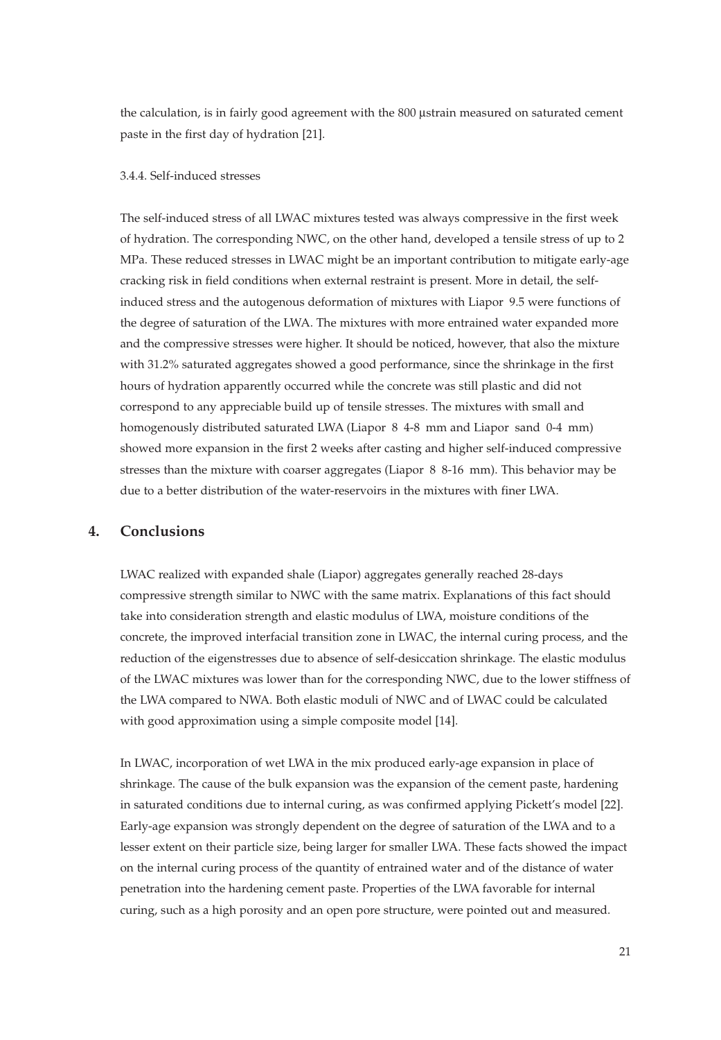the calculation, is in fairly good agreement with the 800 μstrain measured on saturated cement paste in the first day of hydration [21].

3.4.4. Self-induced stresses

The self-induced stress of all LWAC mixtures tested was always compressive in the first week of hydration. The corresponding NWC, on the other hand, developed a tensile stress of up to 2 MPa. These reduced stresses in LWAC might be an important contribution to mitigate early-age cracking risk in field conditions when external restraint is present. More in detail, the self-induced stress and the autogenous deformation of mixtures with Liapor 9.5 were functions of the degree of saturation of the LWA. The mixtures with more entrained water expanded more and the compressive stresses were higher. It should be noticed, however, that also the mixture with 31.2% saturated aggregates showed a good performance, since the shrinkage in the first hours of hydration apparently occurred while the concrete was still plastic and did not correspond to any appreciable build up of tensile stresses. The mixtures with small and homogenously distributed saturated LWA (Liapor 8 4-8 mm and Liapor sand 0-4 mm) showed more expansion in the first 2 weeks after casting and higher self-induced compressive stresses than the mixture with coarser aggregates (Liapor 8 8-16 mm). This behavior may be due to a better distribution of the water-reservoirs in the mixtures with finer LWA.

## 4. Conclusions

LWAC realized with expanded shale (Liapor) aggregates generally reached 28-days compressive strength similar to NWC with the same matrix. Explanations of this fact should take into consideration strength and elastic modulus of LWA, moisture conditions of the concrete, the improved interfacial transition zone in LWAC, the internal curing process, and the reduction of the eigenstresses due to absence of self-desiccation shrinkage. The elastic modulus of the LWAC mixtures was lower than for the corresponding NWC, due to the lower stiffness of the LWA compared to NWA. Both elastic moduli of NWC and of LWAC could be calculated with good approximation using a simple composite model [14].

In LWAC, incorporation of wet LWA in the mix produced early-age expansion in place of shrinkage. The cause of the bulk expansion was the expansion of the cement paste, hardening in saturated conditions due to internal curing, as was confirmed applying Pickett's model [22]. Early-age expansion was strongly dependent on the degree of saturation of the LWA and to a lesser extent on their particle size, being larger for smaller LWA. These facts showed the impact on the internal curing process of the quantity of entrained water and of the distance of water penetration into the hardening cement paste. Properties of the LWA favorable for internal curing, such as a high porosity and an open pore structure, were pointed out and measured.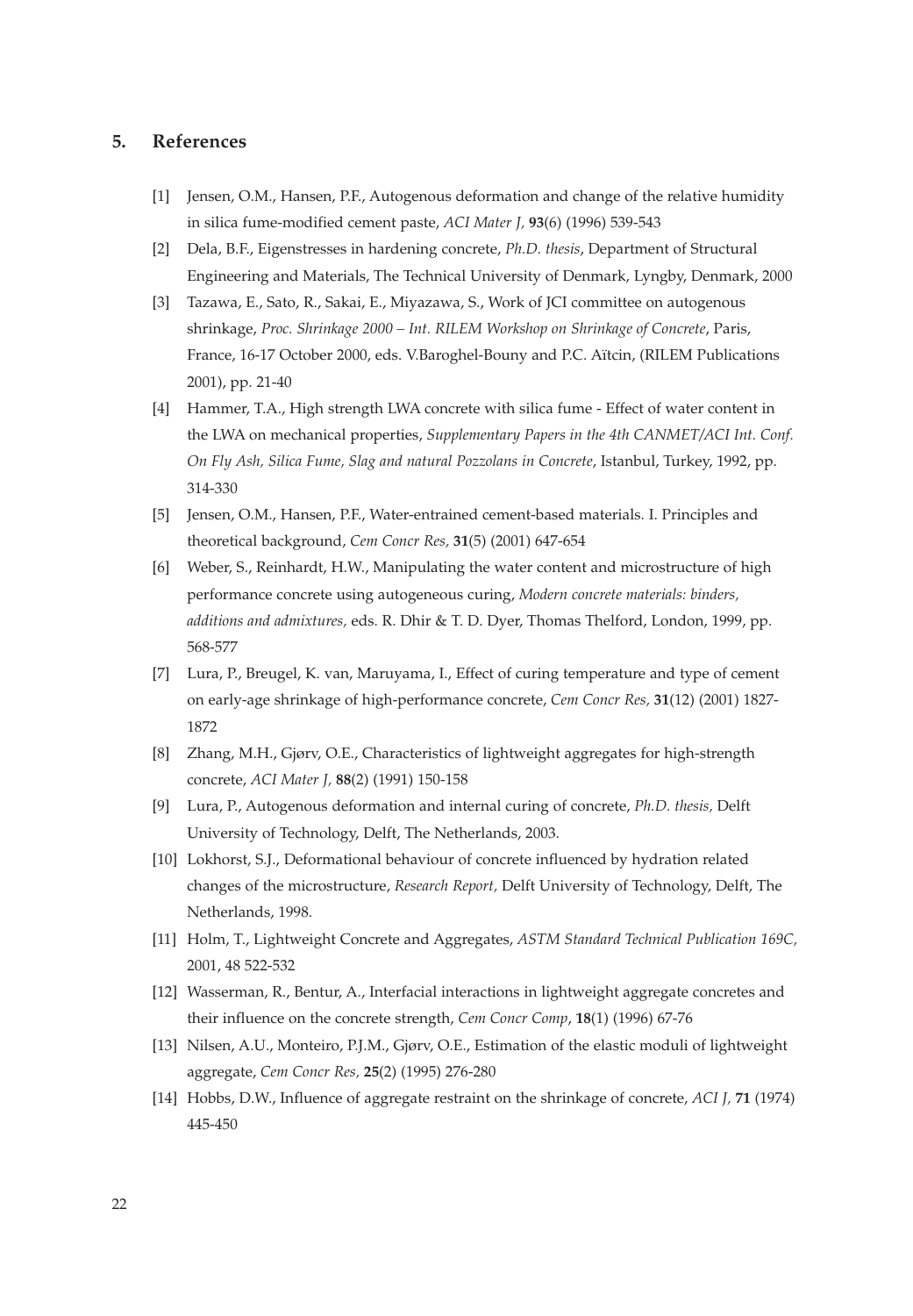## 5. References

[1] Jensen, O.M., Hansen, P.F., Autogenous deformation and change of the relative humidity in silica fume-modified cement paste, *ACI Mater J,* **93**(6) (1996) 539-543

[2] Dela, B.F., Eigenstresses in hardening concrete, *Ph.D. thesis*, Department of Structural Engineering and Materials, The Technical University of Denmark, Lyngby, Denmark, 2000

[3] Tazawa, E., Sato, R., Sakai, E., Miyazawa, S., Work of JCI committee on autogenous shrinkage, *Proc. Shrinkage 2000 – Int. RILEM Workshop on Shrinkage of Concrete*, Paris, France, 16-17 October 2000, eds. V.Baroghel-Bouny and P.C. Aïtcin, (RILEM Publications 2001), pp. 21-40

[4] Hammer, T.A., High strength LWA concrete with silica fume - Effect of water content in the LWA on mechanical properties, *Supplementary Papers in the 4th CANMET/ACI Int. Conf. On Fly Ash, Silica Fume, Slag and natural Pozzolans in Concrete*, Istanbul, Turkey, 1992, pp. 314-330

[5] Jensen, O.M., Hansen, P.F., Water-entrained cement-based materials. I. Principles and theoretical background, *Cem Concr Res,* **31**(5) (2001) 647-654

[6] Weber, S., Reinhardt, H.W., Manipulating the water content and microstructure of high performance concrete using autogeneous curing, *Modern concrete materials: binders, additions and admixtures,* eds. R. Dhir & T. D. Dyer, Thomas Thelford, London, 1999, pp. 568-577

[7] Lura, P., Breugel, K. van, Maruyama, I., Effect of curing temperature and type of cement on early-age shrinkage of high-performance concrete, *Cem Concr Res,* **31**(12) (2001) 1827-1872

[8] Zhang, M.H., Gjørv, O.E., Characteristics of lightweight aggregates for high-strength concrete, *ACI Mater J,* **88**(2) (1991) 150-158

[9] Lura, P., Autogenous deformation and internal curing of concrete, *Ph.D. thesis,* Delft University of Technology, Delft, The Netherlands, 2003.

[10] Lokhorst, S.J., Deformational behaviour of concrete influenced by hydration related changes of the microstructure, *Research Report,* Delft University of Technology, Delft, The Netherlands, 1998.

[11] Holm, T., Lightweight Concrete and Aggregates, *ASTM Standard Technical Publication 169C,* 2001, 48 522-532

[12] Wasserman, R., Bentur, A., Interfacial interactions in lightweight aggregate concretes and their influence on the concrete strength, *Cem Concr Comp*, **18**(1) (1996) 67-76

[13] Nilsen, A.U., Monteiro, P.J.M., Gjørv, O.E., Estimation of the elastic moduli of lightweight aggregate, *Cem Concr Res,* **25**(2) (1995) 276-280

[14] Hobbs, D.W., Influence of aggregate restraint on the shrinkage of concrete, *ACI J,* **71** (1974) 445-450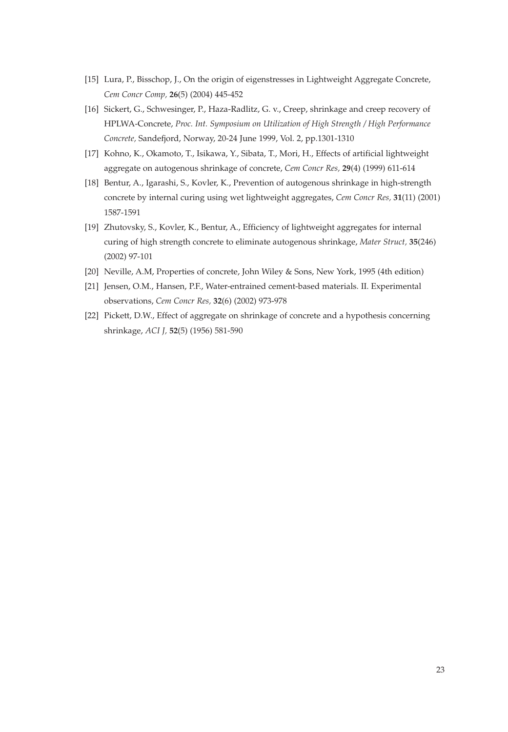[15] Lura, P., Bisschop, J., On the origin of eigenstresses in Lightweight Aggregate Concrete, *Cem Concr Comp,* **26**(5) (2004) 445-452

[16] Sickert, G., Schwesinger, P., Haza-Radlitz, G. v., Creep, shrinkage and creep recovery of HPLWA-Concrete, *Proc. Int. Symposium on Utilization of High Strength / High Performance Concrete,* Sandefjord, Norway, 20-24 June 1999, Vol. 2, pp.1301-1310

[17] Kohno, K., Okamoto, T., Isikawa, Y., Sibata, T., Mori, H., Effects of artificial lightweight aggregate on autogenous shrinkage of concrete, *Cem Concr Res,* **29**(4) (1999) 611-614

[18] Bentur, A., Igarashi, S., Kovler, K., Prevention of autogenous shrinkage in high-strength concrete by internal curing using wet lightweight aggregates, *Cem Concr Res,* **31**(11) (2001) 1587-1591

[19] Zhutovsky, S., Kovler, K., Bentur, A., Efficiency of lightweight aggregates for internal curing of high strength concrete to eliminate autogenous shrinkage, *Mater Struct,* **35**(246) (2002) 97-101

[20] Neville, A.M, Properties of concrete, John Wiley & Sons, New York, 1995 (4th edition)

[21] Jensen, O.M., Hansen, P.F., Water-entrained cement-based materials. II. Experimental observations, *Cem Concr Res,* **32**(6) (2002) 973-978

[22] Pickett, D.W., Effect of aggregate on shrinkage of concrete and a hypothesis concerning shrinkage, *ACI J,* **52**(5) (1956) 581-590